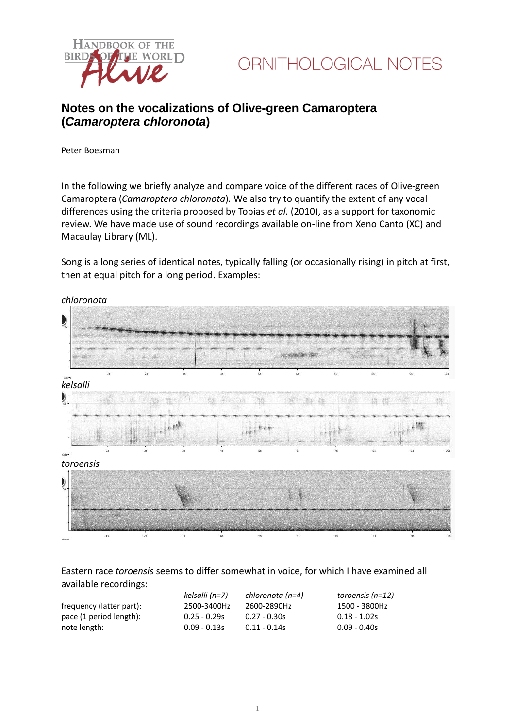# Notes on the vocalizations of Olive-green Camaroptera (*Camaroptera chloronota*)

Peter Boesman

In the following we briefly analyze and compare voice of the different races of Olive-green Camaroptera (*Camaroptera chloronota*). We also try to quantify the extent of any vocal differences using the criteria proposed by Tobias *et al.* (2010), as a support for taxonomic review. We have made use of sound recordings available on-line from Xeno Canto (XC) and Macaulay Library (ML).

Song is a long series of identical notes, typically falling (or occasionally rising) in pitch at first, then at equal pitch for a long period. Examples:

*chloronota*

*kelsalli*

*toroensis*

Eastern race *toroensis* seems to differ somewhat in voice, for which I have examined all available recordings:

| | *kelsalli (n=7)* | *chloronota (n=4)* | *toroensis (n=12)* |
|---|---|---|---|
| frequency (latter part): | 2500-3400Hz | 2600-2890Hz | 1500 - 3800Hz |
| pace (1 period length): | 0.25 - 0.29s | 0.27 - 0.30s | 0.18 - 1.02s |
| note length: | 0.09 - 0.13s | 0.11 - 0.14s | 0.09 - 0.40s |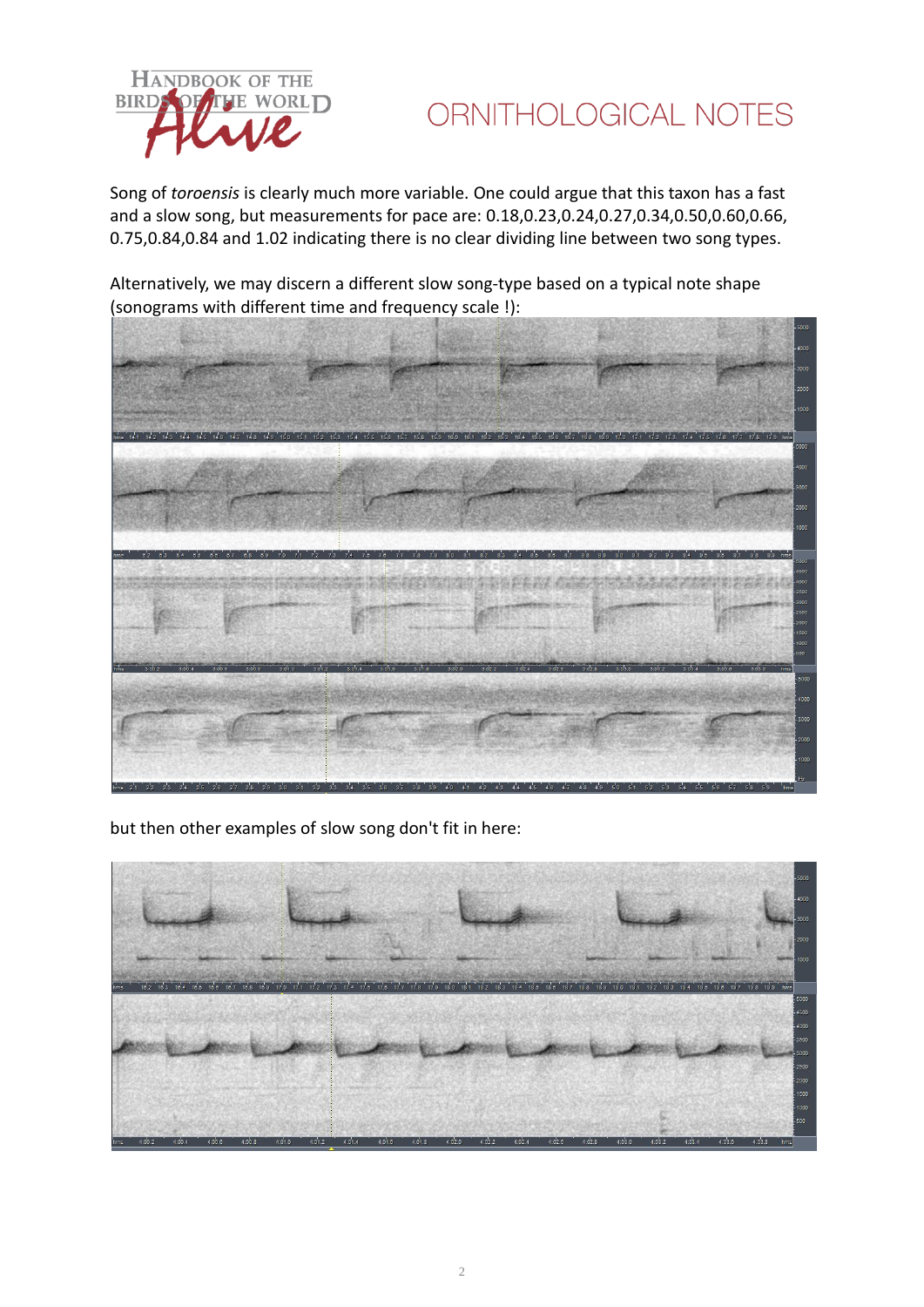Song of *toroensis* is clearly much more variable. One could argue that this taxon has a fast and a slow song, but measurements for pace are: 0.18,0.23,0.24,0.27,0.34,0.50,0.60,0.66, 0.75,0.84,0.84 and 1.02 indicating there is no clear dividing line between two song types.

Alternatively, we may discern a different slow song-type based on a typical note shape (sonograms with different time and frequency scale !):

but then other examples of slow song don't fit in here: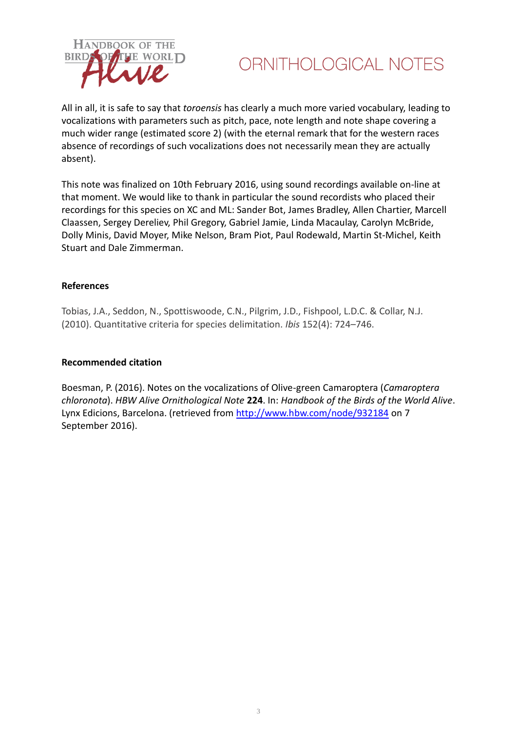All in all, it is safe to say that *toroensis* has clearly a much more varied vocabulary, leading to vocalizations with parameters such as pitch, pace, note length and note shape covering a much wider range (estimated score 2) (with the eternal remark that for the western races absence of recordings of such vocalizations does not necessarily mean they are actually absent).

This note was finalized on 10th February 2016, using sound recordings available on-line at that moment. We would like to thank in particular the sound recordists who placed their recordings for this species on XC and ML: Sander Bot, James Bradley, Allen Chartier, Marcell Claassen, Sergey Dereliev, Phil Gregory, Gabriel Jamie, Linda Macaulay, Carolyn McBride, Dolly Minis, David Moyer, Mike Nelson, Bram Piot, Paul Rodewald, Martin St-Michel, Keith Stuart and Dale Zimmerman.

**References**

Tobias, J.A., Seddon, N., Spottiswoode, C.N., Pilgrim, J.D., Fishpool, L.D.C. & Collar, N.J. (2010). Quantitative criteria for species delimitation. *Ibis* 152(4): 724–746.

**Recommended citation**

Boesman, P. (2016). Notes on the vocalizations of Olive-green Camaroptera (*Camaroptera chloronota*). *HBW Alive Ornithological Note* **224**. In: *Handbook of the Birds of the World Alive*. Lynx Edicions, Barcelona. (retrieved from http://www.hbw.com/node/932184 on 7 September 2016).